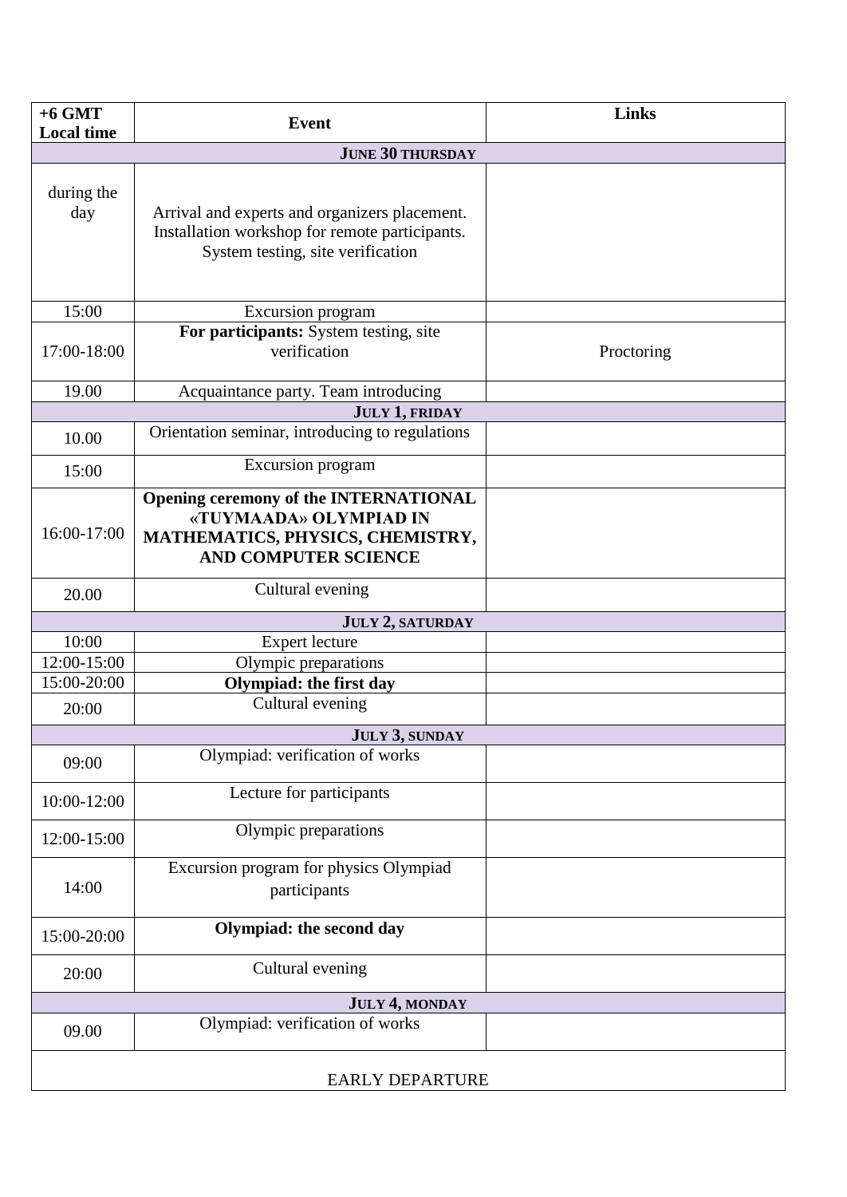| +6 GMT Local time | Event | Links |
|---|---|---|
| **JUNE 30 THURSDAY** | | |
| during the day | Arrival and experts and organizers placement. Installation workshop for remote participants. System testing, site verification | |
| 15:00 | Excursion program | |
| 17:00-18:00 | **For participants:** System testing, site verification | Proctoring |
| 19.00 | Acquaintance party. Team introducing | |
| **JULY 1, FRIDAY** | | |
| 10.00 | Orientation seminar, introducing to regulations | |
| 15:00 | Excursion program | |
| 16:00-17:00 | **Opening ceremony of the INTERNATIONAL «TUYMAADA» OLYMPIAD IN MATHEMATICS, PHYSICS, CHEMISTRY, AND COMPUTER SCIENCE** | |
| 20.00 | Cultural evening | |
| **JULY 2, SATURDAY** | | |
| 10:00 | Expert lecture | |
| 12:00-15:00 | Olympic preparations | |
| 15:00-20:00 | **Olympiad: the first day** | |
| 20:00 | Cultural evening | |
| **JULY 3, SUNDAY** | | |
| 09:00 | Olympiad: verification of works | |
| 10:00-12:00 | Lecture for participants | |
| 12:00-15:00 | Olympic preparations | |
| 14:00 | Excursion program for physics Olympiad participants | |
| 15:00-20:00 | **Olympiad: the second day** | |
| 20:00 | Cultural evening | |
| **JULY 4, MONDAY** | | |
| 09.00 | Olympiad: verification of works | |
| EARLY DEPARTURE | | |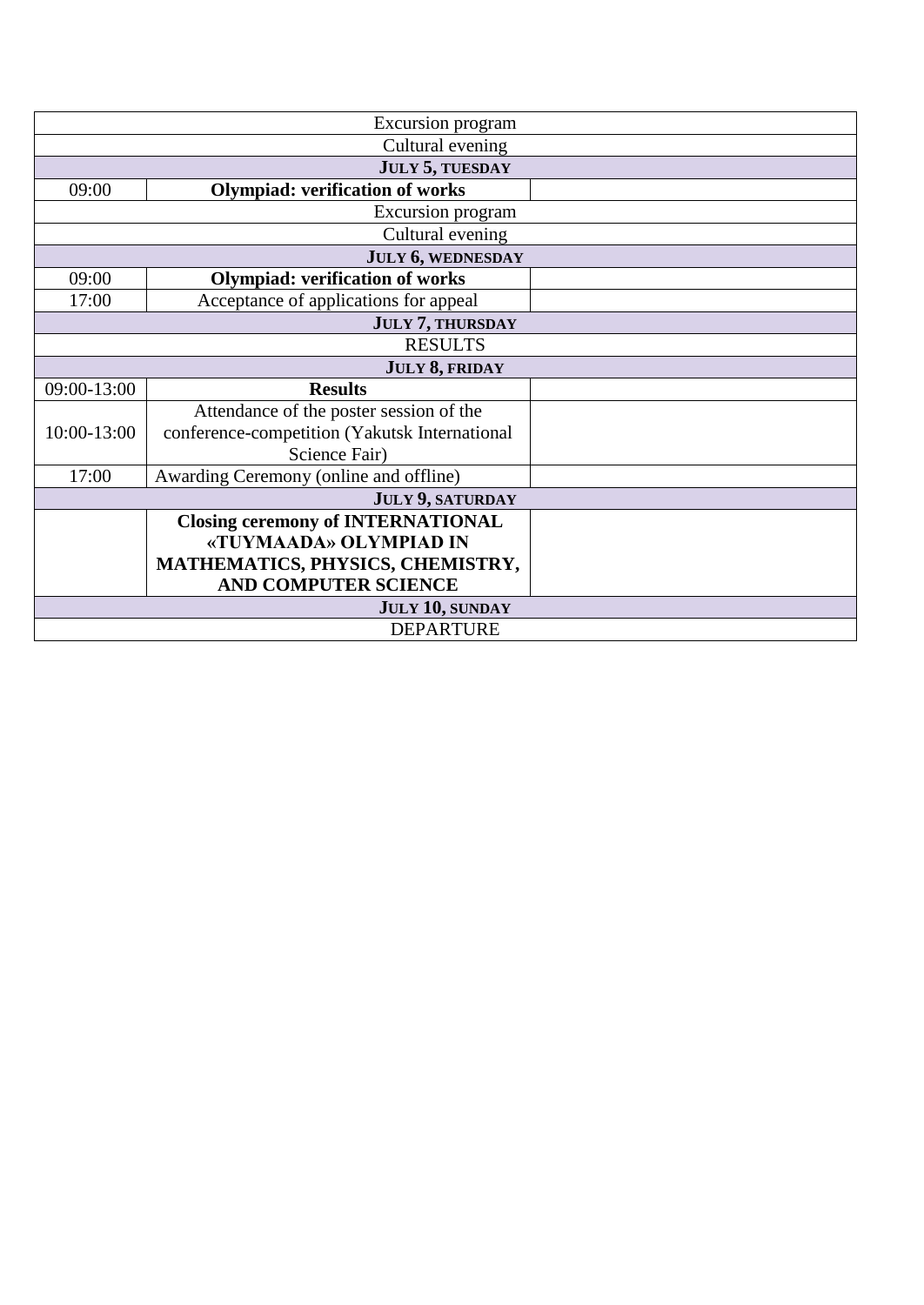| | | |
|---|---|---|
| Excursion program | | |
| Cultural evening | | |
| **JULY 5, TUESDAY** | | |
| 09:00 | **Olympiad: verification of works** | |
| Excursion program | | |
| Cultural evening | | |
| **JULY 6, WEDNESDAY** | | |
| 09:00 | **Olympiad: verification of works** | |
| 17:00 | Acceptance of applications for appeal | |
| **JULY 7, THURSDAY** | | |
| RESULTS | | |
| **JULY 8, FRIDAY** | | |
| 09:00-13:00 | **Results** | |
| 10:00-13:00 | Attendance of the poster session of the conference-competition (Yakutsk International Science Fair) | |
| 17:00 | Awarding Ceremony (online and offline) | |
| **JULY 9, SATURDAY** | | |
| | **Closing ceremony of INTERNATIONAL «TUYMAADA» OLYMPIAD IN MATHEMATICS, PHYSICS, CHEMISTRY, AND COMPUTER SCIENCE** | |
| **JULY 10, SUNDAY** | | |
| DEPARTURE | | |